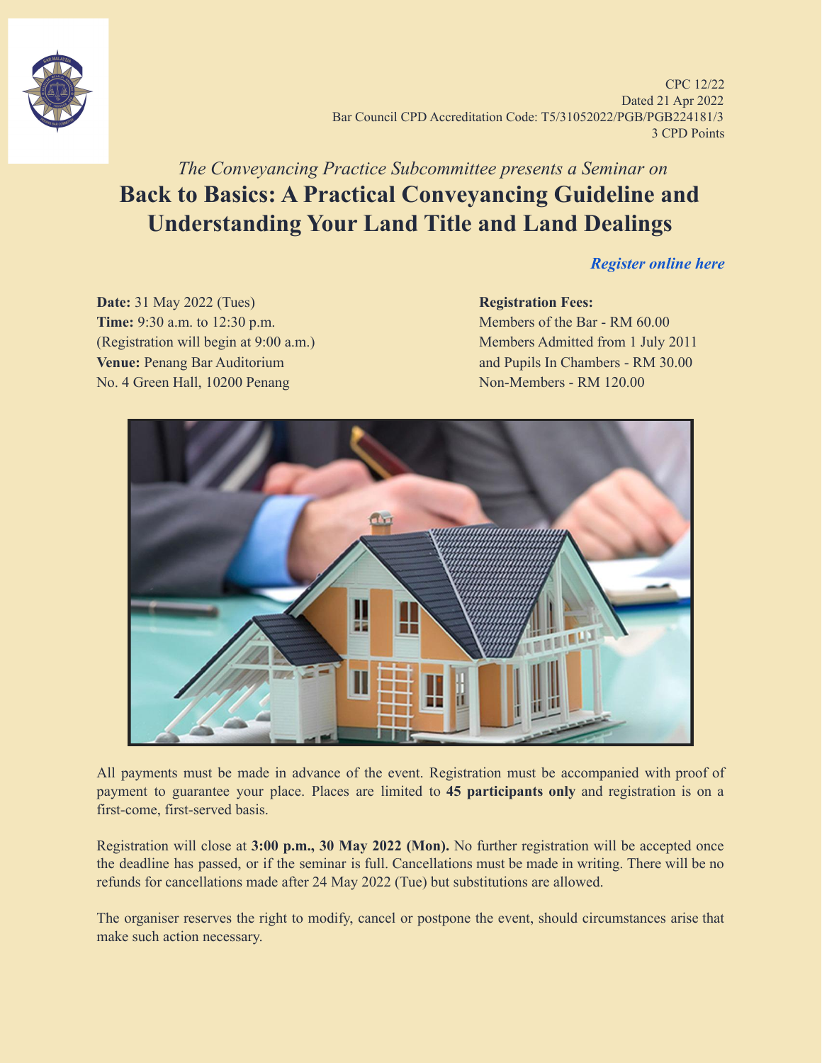CPC 12/22
Dated 21 Apr 2022
Bar Council CPD Accreditation Code: T5/31052022/PGB/PGB224181/3
3 CPD Points

*The Conveyancing Practice Subcommittee presents a Seminar on*

# Back to Basics: A Practical Conveyancing Guideline and Understanding Your Land Title and Land Dealings

***Register online here***

**Date:** 31 May 2022 (Tues)
**Time:** 9:30 a.m. to 12:30 p.m.
(Registration will begin at 9:00 a.m.)
**Venue:** Penang Bar Auditorium
No. 4 Green Hall, 10200 Penang

**Registration Fees:**
Members of the Bar - RM 60.00
Members Admitted from 1 July 2011 and Pupils In Chambers - RM 30.00
Non-Members - RM 120.00

All payments must be made in advance of the event. Registration must be accompanied with proof of payment to guarantee your place. Places are limited to **45 participants only** and registration is on a first-come, first-served basis.

Registration will close at **3:00 p.m., 30 May 2022 (Mon).** No further registration will be accepted once the deadline has passed, or if the seminar is full. Cancellations must be made in writing. There will be no refunds for cancellations made after 24 May 2022 (Tue) but substitutions are allowed.

The organiser reserves the right to modify, cancel or postpone the event, should circumstances arise that make such action necessary.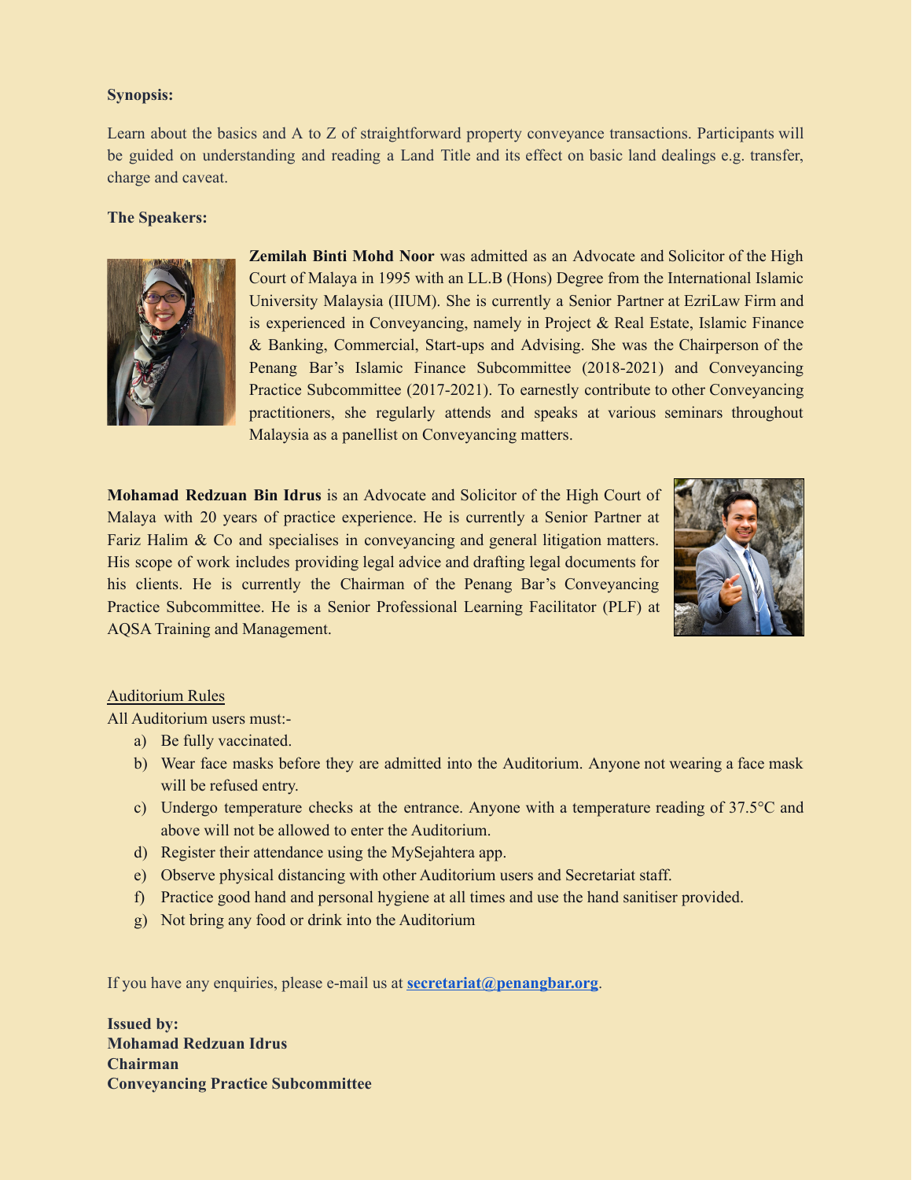**Synopsis:**

Learn about the basics and A to Z of straightforward property conveyance transactions. Participants will be guided on understanding and reading a Land Title and its effect on basic land dealings e.g. transfer, charge and caveat.

**The Speakers:**

**Zemilah Binti Mohd Noor** was admitted as an Advocate and Solicitor of the High Court of Malaya in 1995 with an LL.B (Hons) Degree from the International Islamic University Malaysia (IIUM). She is currently a Senior Partner at EzriLaw Firm and is experienced in Conveyancing, namely in Project & Real Estate, Islamic Finance & Banking, Commercial, Start-ups and Advising. She was the Chairperson of the Penang Bar's Islamic Finance Subcommittee (2018-2021) and Conveyancing Practice Subcommittee (2017-2021). To earnestly contribute to other Conveyancing practitioners, she regularly attends and speaks at various seminars throughout Malaysia as a panellist on Conveyancing matters.

**Mohamad Redzuan Bin Idrus** is an Advocate and Solicitor of the High Court of Malaya with 20 years of practice experience. He is currently a Senior Partner at Fariz Halim & Co and specialises in conveyancing and general litigation matters. His scope of work includes providing legal advice and drafting legal documents for his clients. He is currently the Chairman of the Penang Bar's Conveyancing Practice Subcommittee. He is a Senior Professional Learning Facilitator (PLF) at AQSA Training and Management.

Auditorium Rules

All Auditorium users must:-

a) Be fully vaccinated.
b) Wear face masks before they are admitted into the Auditorium. Anyone not wearing a face mask will be refused entry.
c) Undergo temperature checks at the entrance. Anyone with a temperature reading of 37.5°C and above will not be allowed to enter the Auditorium.
d) Register their attendance using the MySejahtera app.
e) Observe physical distancing with other Auditorium users and Secretariat staff.
f) Practice good hand and personal hygiene at all times and use the hand sanitiser provided.
g) Not bring any food or drink into the Auditorium

If you have any enquiries, please e-mail us at **secretariat@penangbar.org**.

**Issued by:**
**Mohamad Redzuan Idrus**
**Chairman**
**Conveyancing Practice Subcommittee**